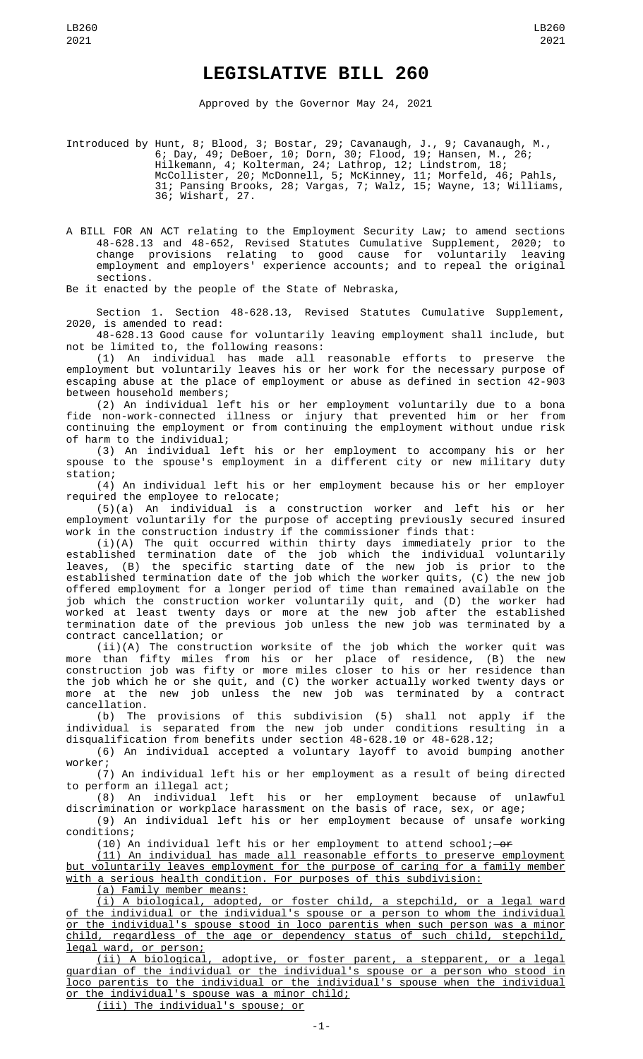# LEGISLATIVE BILL 260

Approved by the Governor May 24, 2021

Introduced by Hunt, 8; Blood, 3; Bostar, 29; Cavanaugh, J., 9; Cavanaugh, M., 6; Day, 49; DeBoer, 10; Dorn, 30; Flood, 19; Hansen, M., 26; Hilkemann, 4; Kolterman, 24; Lathrop, 12; Lindstrom, 18; McCollister, 20; McDonnell, 5; McKinney, 11; Morfeld, 46; Pahls, 31; Pansing Brooks, 28; Vargas, 7; Walz, 15; Wayne, 13; Williams, 36; Wishart, 27.

A BILL FOR AN ACT relating to the Employment Security Law; to amend sections 48-628.13 and 48-652, Revised Statutes Cumulative Supplement, 2020; to change provisions relating to good cause for voluntarily leaving employment and employers' experience accounts; and to repeal the original sections.

Be it enacted by the people of the State of Nebraska,

Section 1. Section 48-628.13, Revised Statutes Cumulative Supplement, 2020, is amended to read:

48-628.13 Good cause for voluntarily leaving employment shall include, but not be limited to, the following reasons:

(1) An individual has made all reasonable efforts to preserve the employment but voluntarily leaves his or her work for the necessary purpose of escaping abuse at the place of employment or abuse as defined in section 42-903 between household members;

(2) An individual left his or her employment voluntarily due to a bona fide non-work-connected illness or injury that prevented him or her from continuing the employment or from continuing the employment without undue risk of harm to the individual;

(3) An individual left his or her employment to accompany his or her spouse to the spouse's employment in a different city or new military duty station;

(4) An individual left his or her employment because his or her employer required the employee to relocate;

(5)(a) An individual is a construction worker and left his or her employment voluntarily for the purpose of accepting previously secured insured work in the construction industry if the commissioner finds that:

(i)(A) The quit occurred within thirty days immediately prior to the established termination date of the job which the individual voluntarily leaves, (B) the specific starting date of the new job is prior to the established termination date of the job which the worker quits, (C) the new job offered employment for a longer period of time than remained available on the job which the construction worker voluntarily quit, and (D) the worker had worked at least twenty days or more at the new job after the established termination date of the previous job unless the new job was terminated by a contract cancellation; or

(ii)(A) The construction worksite of the job which the worker quit was more than fifty miles from his or her place of residence, (B) the new construction job was fifty or more miles closer to his or her residence than the job which he or she quit, and (C) the worker actually worked twenty days or more at the new job unless the new job was terminated by a contract cancellation.

(b) The provisions of this subdivision (5) shall not apply if the individual is separated from the new job under conditions resulting in a disqualification from benefits under section 48-628.10 or 48-628.12;

(6) An individual accepted a voluntary layoff to avoid bumping another worker;

(7) An individual left his or her employment as a result of being directed to perform an illegal act;

(8) An individual left his or her employment because of unlawful discrimination or workplace harassment on the basis of race, sex, or age;

(9) An individual left his or her employment because of unsafe working conditions;

(10) An individual left his or her employment to attend school; ~~or~~

(11) An individual has made all reasonable efforts to preserve employment but voluntarily leaves employment for the purpose of caring for a family member with a serious health condition. For purposes of this subdivision:

(a) Family member means:

(i) A biological, adopted, or foster child, a stepchild, or a legal ward of the individual or the individual's spouse or a person to whom the individual or the individual's spouse stood in loco parentis when such person was a minor child, regardless of the age or dependency status of such child, stepchild, legal ward, or person;

(ii) A biological, adoptive, or foster parent, a stepparent, or a legal guardian of the individual or the individual's spouse or a person who stood in loco parentis to the individual or the individual's spouse when the individual or the individual's spouse was a minor child;

(iii) The individual's spouse; or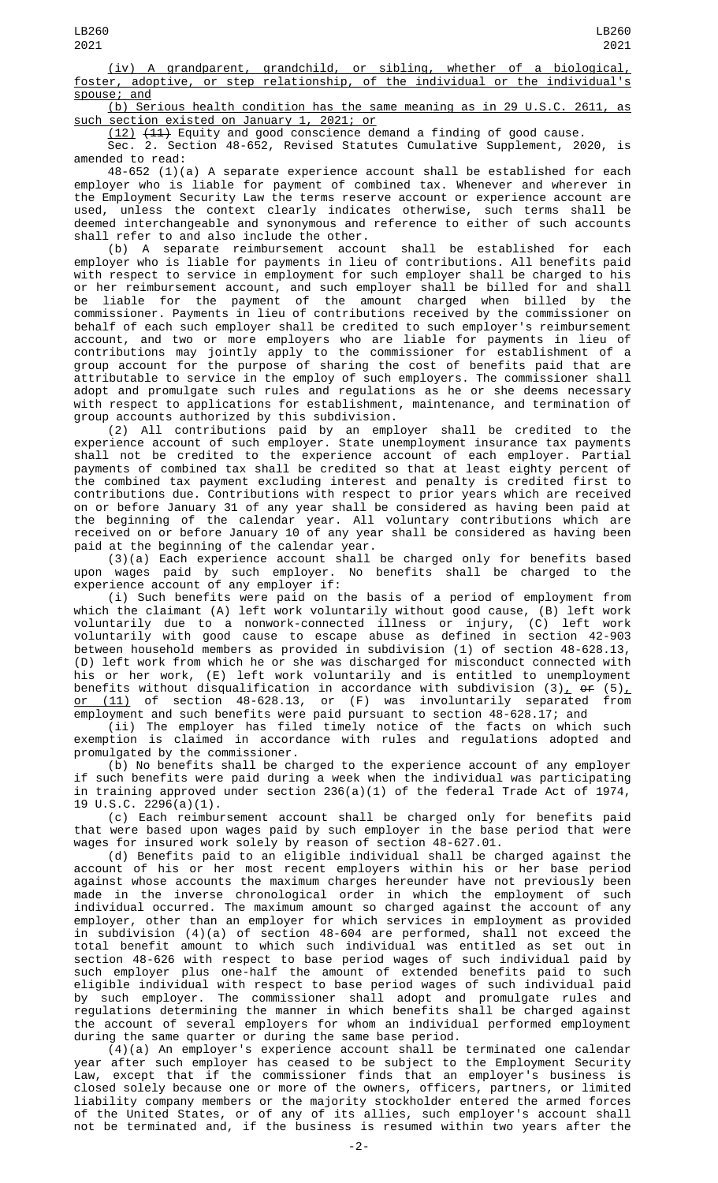(iv) A grandparent, grandchild, or sibling, whether of a biological, foster, adoptive, or step relationship, of the individual or the individual's spouse; and

(b) Serious health condition has the same meaning as in 29 U.S.C. 2611, as such section existed on January 1, 2021; or

(12) ~~(11)~~ Equity and good conscience demand a finding of good cause.

Sec. 2. Section 48-652, Revised Statutes Cumulative Supplement, 2020, is amended to read:

48-652 (1)(a) A separate experience account shall be established for each employer who is liable for payment of combined tax. Whenever and wherever in the Employment Security Law the terms reserve account or experience account are used, unless the context clearly indicates otherwise, such terms shall be deemed interchangeable and synonymous and reference to either of such accounts shall refer to and also include the other.

(b) A separate reimbursement account shall be established for each employer who is liable for payments in lieu of contributions. All benefits paid with respect to service in employment for such employer shall be charged to his or her reimbursement account, and such employer shall be billed for and shall be liable for the payment of the amount charged when billed by the commissioner. Payments in lieu of contributions received by the commissioner on behalf of each such employer shall be credited to such employer's reimbursement account, and two or more employers who are liable for payments in lieu of contributions may jointly apply to the commissioner for establishment of a group account for the purpose of sharing the cost of benefits paid that are attributable to service in the employ of such employers. The commissioner shall adopt and promulgate such rules and regulations as he or she deems necessary with respect to applications for establishment, maintenance, and termination of group accounts authorized by this subdivision.

(2) All contributions paid by an employer shall be credited to the experience account of such employer. State unemployment insurance tax payments shall not be credited to the experience account of each employer. Partial payments of combined tax shall be credited so that at least eighty percent of the combined tax payment excluding interest and penalty is credited first to contributions due. Contributions with respect to prior years which are received on or before January 31 of any year shall be considered as having been paid at the beginning of the calendar year. All voluntary contributions which are received on or before January 10 of any year shall be considered as having been paid at the beginning of the calendar year.

(3)(a) Each experience account shall be charged only for benefits based upon wages paid by such employer. No benefits shall be charged to the experience account of any employer if:

(i) Such benefits were paid on the basis of a period of employment from which the claimant (A) left work voluntarily without good cause, (B) left work voluntarily due to a nonwork-connected illness or injury, (C) left work voluntarily with good cause to escape abuse as defined in section 42-903 between household members as provided in subdivision (1) of section 48-628.13, (D) left work from which he or she was discharged for misconduct connected with his or her work, (E) left work voluntarily and is entitled to unemployment benefits without disqualification in accordance with subdivision (3), ~~or~~ (5), or (11) of section 48-628.13, or (F) was involuntarily separated from employment and such benefits were paid pursuant to section 48-628.17; and

(ii) The employer has filed timely notice of the facts on which such exemption is claimed in accordance with rules and regulations adopted and promulgated by the commissioner.

(b) No benefits shall be charged to the experience account of any employer if such benefits were paid during a week when the individual was participating in training approved under section 236(a)(1) of the federal Trade Act of 1974, 19 U.S.C. 2296(a)(1).

(c) Each reimbursement account shall be charged only for benefits paid that were based upon wages paid by such employer in the base period that were wages for insured work solely by reason of section 48-627.01.

(d) Benefits paid to an eligible individual shall be charged against the account of his or her most recent employers within his or her base period against whose accounts the maximum charges hereunder have not previously been made in the inverse chronological order in which the employment of such individual occurred. The maximum amount so charged against the account of any employer, other than an employer for which services in employment as provided in subdivision (4)(a) of section 48-604 are performed, shall not exceed the total benefit amount to which such individual was entitled as set out in section 48-626 with respect to base period wages of such individual paid by such employer plus one-half the amount of extended benefits paid to such eligible individual with respect to base period wages of such individual paid by such employer. The commissioner shall adopt and promulgate rules and regulations determining the manner in which benefits shall be charged against the account of several employers for whom an individual performed employment during the same quarter or during the same base period.

(4)(a) An employer's experience account shall be terminated one calendar year after such employer has ceased to be subject to the Employment Security Law, except that if the commissioner finds that an employer's business is closed solely because one or more of the owners, officers, partners, or limited liability company members or the majority stockholder entered the armed forces of the United States, or of any of its allies, such employer's account shall not be terminated and, if the business is resumed within two years after the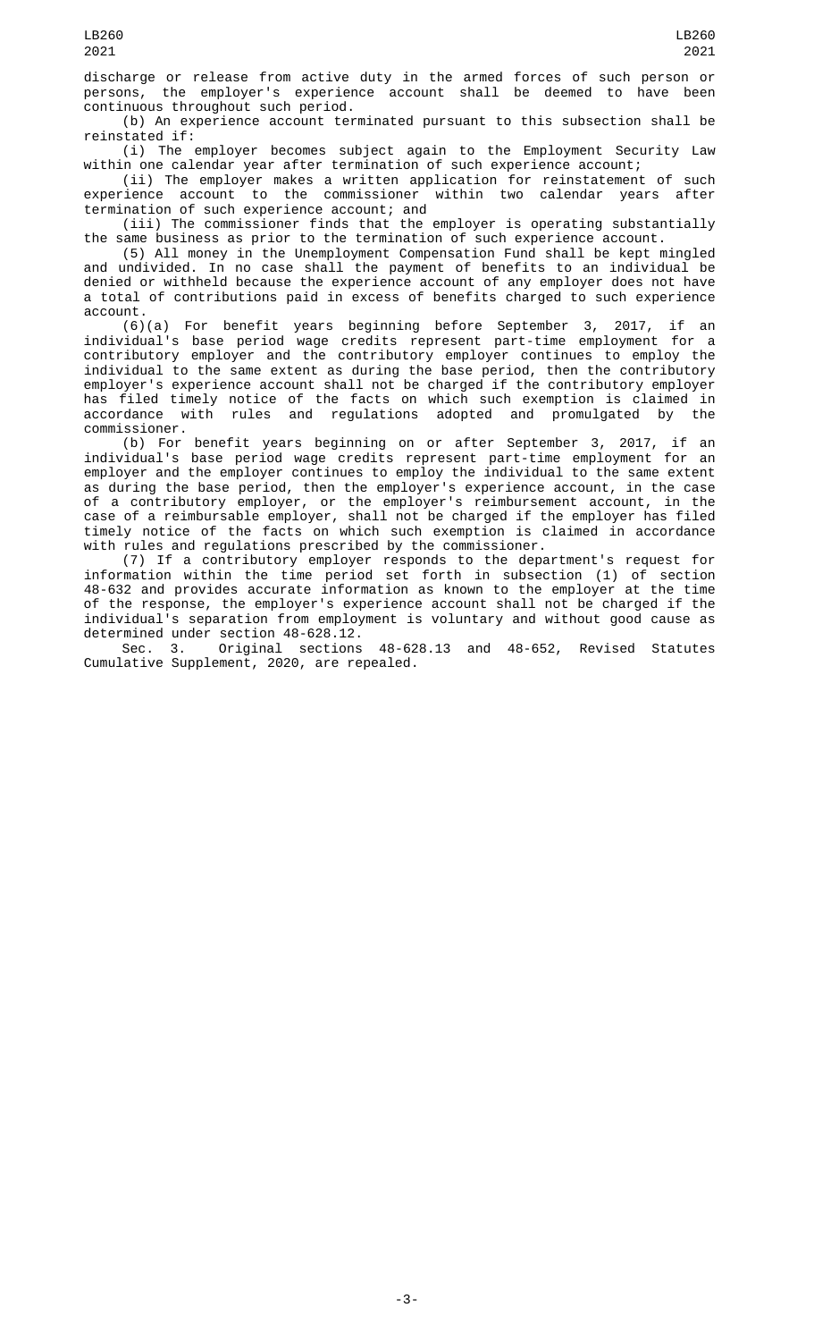discharge or release from active duty in the armed forces of such person or persons, the employer's experience account shall be deemed to have been continuous throughout such period.

(b) An experience account terminated pursuant to this subsection shall be reinstated if:

(i) The employer becomes subject again to the Employment Security Law within one calendar year after termination of such experience account;

(ii) The employer makes a written application for reinstatement of such experience account to the commissioner within two calendar years after termination of such experience account; and

(iii) The commissioner finds that the employer is operating substantially the same business as prior to the termination of such experience account.

(5) All money in the Unemployment Compensation Fund shall be kept mingled and undivided. In no case shall the payment of benefits to an individual be denied or withheld because the experience account of any employer does not have a total of contributions paid in excess of benefits charged to such experience account.

(6)(a) For benefit years beginning before September 3, 2017, if an individual's base period wage credits represent part-time employment for a contributory employer and the contributory employer continues to employ the individual to the same extent as during the base period, then the contributory employer's experience account shall not be charged if the contributory employer has filed timely notice of the facts on which such exemption is claimed in accordance with rules and regulations adopted and promulgated by the commissioner.

(b) For benefit years beginning on or after September 3, 2017, if an individual's base period wage credits represent part-time employment for an employer and the employer continues to employ the individual to the same extent as during the base period, then the employer's experience account, in the case of a contributory employer, or the employer's reimbursement account, in the case of a reimbursable employer, shall not be charged if the employer has filed timely notice of the facts on which such exemption is claimed in accordance with rules and regulations prescribed by the commissioner.

(7) If a contributory employer responds to the department's request for information within the time period set forth in subsection (1) of section 48-632 and provides accurate information as known to the employer at the time of the response, the employer's experience account shall not be charged if the individual's separation from employment is voluntary and without good cause as determined under section 48-628.12.

Sec. 3. Original sections 48-628.13 and 48-652, Revised Statutes Cumulative Supplement, 2020, are repealed.